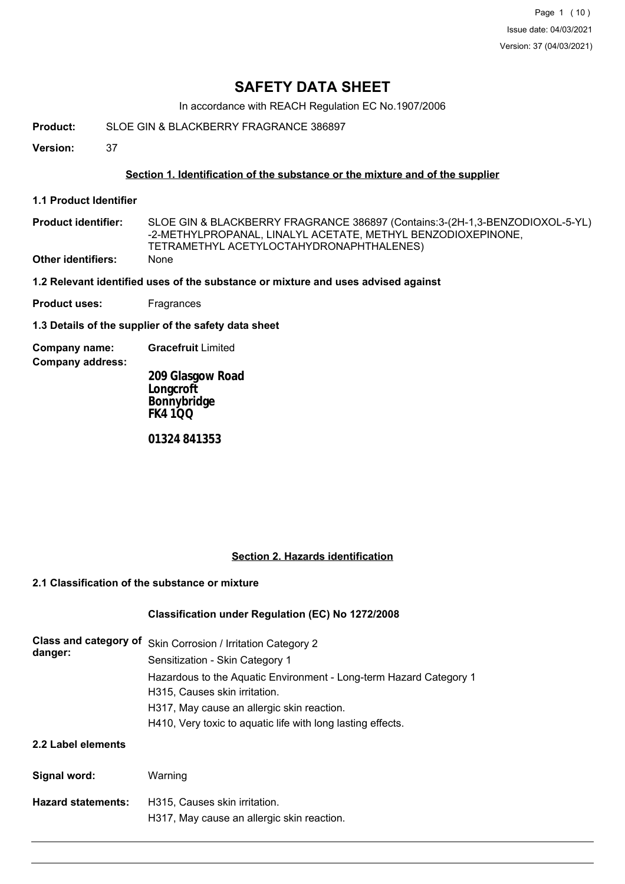# SAFETY DATA SHEET

In accordance with REACH Regulation EC No.1907/2006

**Product:** SLOE GIN & BLACKBERRY FRAGRANCE 386897

**Version:** 37

## Section 1. Identification of the substance or the mixture and of the supplier

### 1.1 Product Identifier

**Product identifier:** SLOE GIN & BLACKBERRY FRAGRANCE 386897 (Contains:3-(2H-1,3-BENZODIOXOL-5-YL)-2-METHYLPROPANAL, LINALYL ACETATE, METHYL BENZODIOXEPINONE, TETRAMETHYL ACETYLOCTAHYDRONAPHTHALENES)

**Other identifiers:** None

### 1.2 Relevant identified uses of the substance or mixture and uses advised against

**Product uses:** Fragrances

### 1.3 Details of the supplier of the safety data sheet

**Company name:** **Gracefruit** Limited

**Company address:**

**209 Glasgow Road**
**Longcroft**
**Bonnybridge**
**FK4 1QQ**

**01324 841353**

## Section 2. Hazards identification

### 2.1 Classification of the substance or mixture

**Classification under Regulation (EC) No 1272/2008**

**Class and category of danger:**

Skin Corrosion / Irritation Category 2
Sensitization - Skin Category 1
Hazardous to the Aquatic Environment - Long-term Hazard Category 1
H315, Causes skin irritation.
H317, May cause an allergic skin reaction.
H410, Very toxic to aquatic life with long lasting effects.

### 2.2 Label elements

**Signal word:** Warning

**Hazard statements:**

H315, Causes skin irritation.
H317, May cause an allergic skin reaction.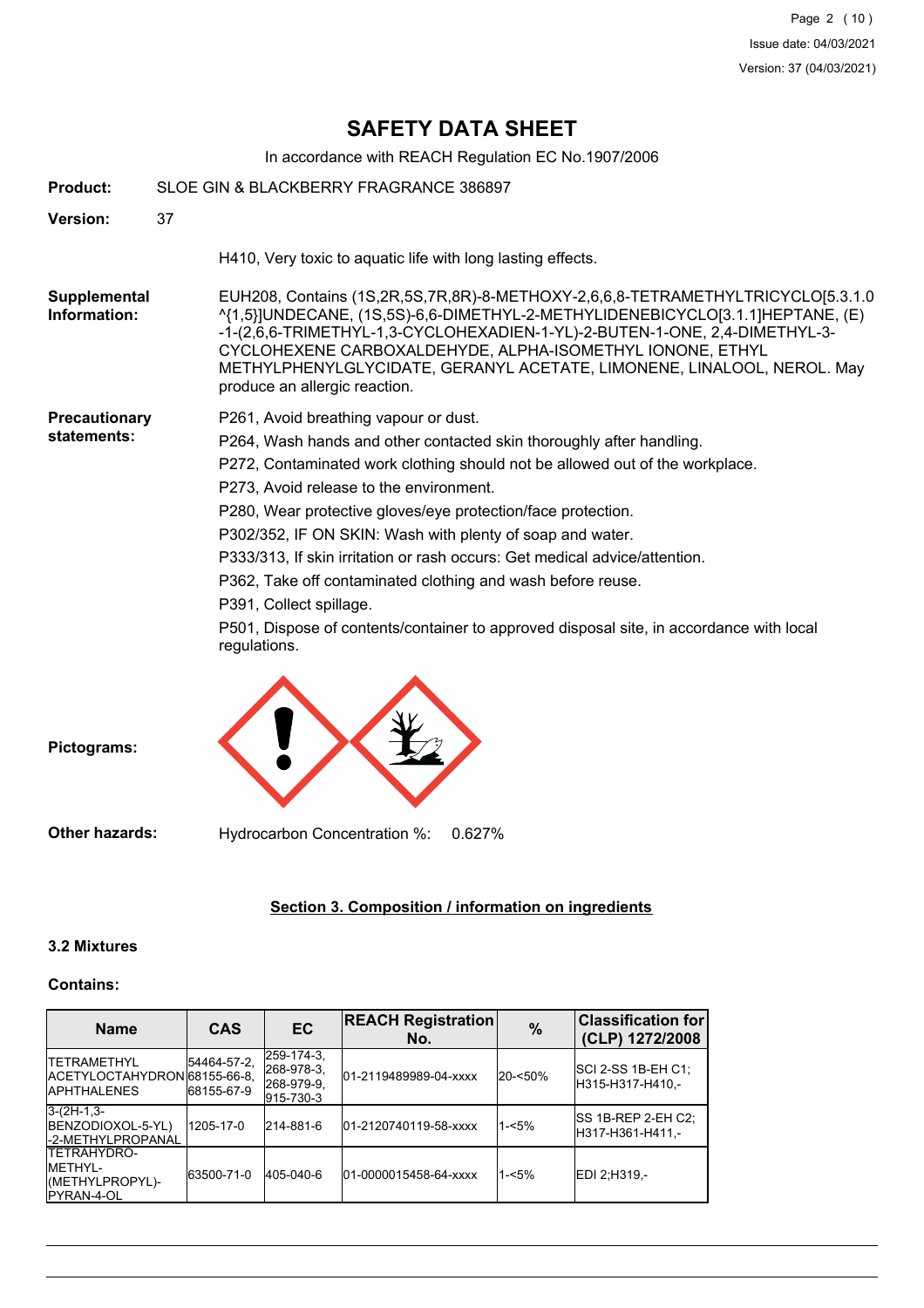# SAFETY DATA SHEET

In accordance with REACH Regulation EC No.1907/2006

**Product:** SLOE GIN & BLACKBERRY FRAGRANCE 386897

**Version:** 37

H410, Very toxic to aquatic life with long lasting effects.

**Supplemental Information:** EUH208, Contains (1S,2R,5S,7R,8R)-8-METHOXY-2,6,6,8-TETRAMETHYLTRICYCLO[5.3.1.0^{1,5}]UNDECANE, (1S,5S)-6,6-DIMETHYL-2-METHYLIDENEBICYCLO[3.1.1]HEPTANE, (E)-1-(2,6,6-TRIMETHYL-1,3-CYCLOHEXADIEN-1-YL)-2-BUTEN-1-ONE, 2,4-DIMETHYL-3-CYCLOHEXENE CARBOXALDEHYDE, ALPHA-ISOMETHYL IONONE, ETHYL METHYLPHENYLGLYCIDATE, GERANYL ACETATE, LIMONENE, LINALOOL, NEROL. May produce an allergic reaction.

**Precautionary statements:**

P261, Avoid breathing vapour or dust.

P264, Wash hands and other contacted skin thoroughly after handling.

P272, Contaminated work clothing should not be allowed out of the workplace.

P273, Avoid release to the environment.

P280, Wear protective gloves/eye protection/face protection.

P302/352, IF ON SKIN: Wash with plenty of soap and water.

P333/313, If skin irritation or rash occurs: Get medical advice/attention.

P362, Take off contaminated clothing and wash before reuse.

P391, Collect spillage.

P501, Dispose of contents/container to approved disposal site, in accordance with local regulations.

**Pictograms:**

**Other hazards:** Hydrocarbon Concentration %: 0.627%

## Section 3. Composition / information on ingredients

### 3.2 Mixtures

**Contains:**

| Name | CAS | EC | REACH Registration No. | % | Classification for (CLP) 1272/2008 |
|---|---|---|---|---|---|
| TETRAMETHYL ACETYLOCTAHYDRONAPHTHALENES | 54464-57-2, 68155-66-8, 68155-67-9 | 259-174-3, 268-978-3, 268-979-9, 915-730-3 | 01-2119489989-04-xxxx | 20-<50% | SCI 2-SS 1B-EH C1;H315-H317-H410,- |
| 3-(2H-1,3-BENZODIOXOL-5-YL)-2-METHYLPROPANAL | 1205-17-0 | 214-881-6 | 01-2120740119-58-xxxx | 1-<5% | SS 1B-REP 2-EH C2;H317-H361-H411,- |
| TETRAHYDRO-METHYL-(METHYLPROPYL)-PYRAN-4-OL | 63500-71-0 | 405-040-6 | 01-0000015458-64-xxxx | 1-<5% | EDI 2;H319,- |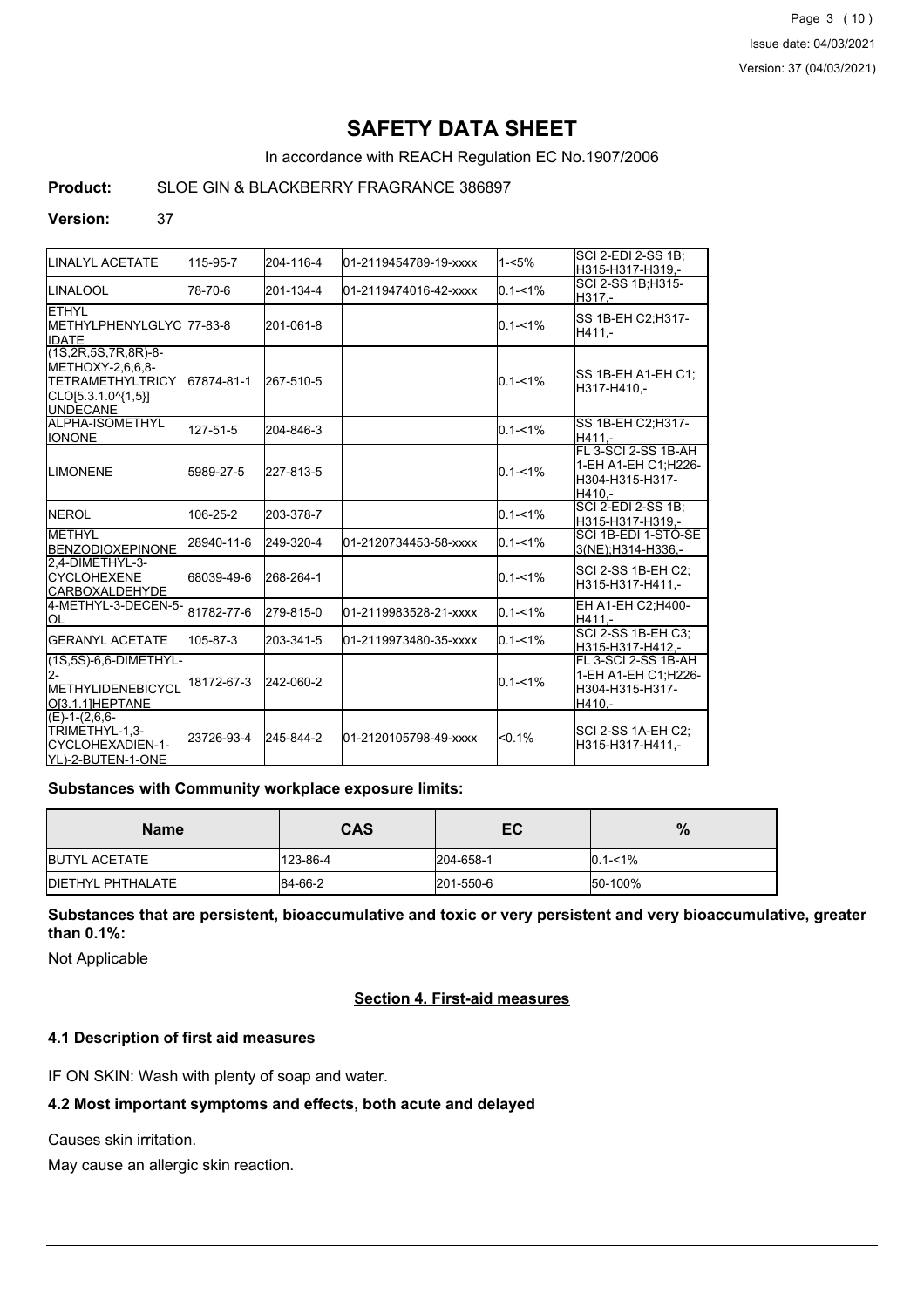# SAFETY DATA SHEET

In accordance with REACH Regulation EC No.1907/2006

**Product:** SLOE GIN & BLACKBERRY FRAGRANCE 386897

**Version:** 37

| | | | | | |
|---|---|---|---|---|---|
| LINALYL ACETATE | 115-95-7 | 204-116-4 | 01-2119454789-19-xxxx | 1-<5% | SCI 2-EDI 2-SS 1B;<br>H315-H317-H319,- |
| LINALOOL | 78-70-6 | 201-134-4 | 01-2119474016-42-xxxx | 0.1-<1% | SCI 2-SS 1B;H315-<br>H317,- |
| ETHYL METHYLPHENYLGLYCIDATE | 77-83-8 | 201-061-8 | | 0.1-<1% | SS 1B-EH C2;H317-<br>H411,- |
| (1S,2R,5S,7R,8R)-8-METHOXY-2,6,6,8-TETRAMETHYLTRICYCLO[5.3.1.0^{1,5}]UNDECANE | 67874-81-1 | 267-510-5 | | 0.1-<1% | SS 1B-EH A1-EH C1;<br>H317-H410,- |
| ALPHA-ISOMETHYL IONONE | 127-51-5 | 204-846-3 | | 0.1-<1% | SS 1B-EH C2;H317-<br>H411,- |
| LIMONENE | 5989-27-5 | 227-813-5 | | 0.1-<1% | FL 3-SCI 2-SS 1B-AH 1-EH A1-EH C1;H226-H304-H315-H317-H410,- |
| NEROL | 106-25-2 | 203-378-7 | | 0.1-<1% | SCI 2-EDI 2-SS 1B;<br>H315-H317-H319,- |
| METHYL BENZODIOXEPINONE | 28940-11-6 | 249-320-4 | 01-2120734453-58-xxxx | 0.1-<1% | SCI 1B-EDI 1-STO-SE 3(NE);H314-H336,- |
| 2,4-DIMETHYL-3-CYCLOHEXENE CARBOXALDEHYDE | 68039-49-6 | 268-264-1 | | 0.1-<1% | SCI 2-SS 1B-EH C2;<br>H315-H317-H411,- |
| 4-METHYL-3-DECEN-5-OL | 81782-77-6 | 279-815-0 | 01-2119983528-21-xxxx | 0.1-<1% | EH A1-EH C2;H400-<br>H411,- |
| GERANYL ACETATE | 105-87-3 | 203-341-5 | 01-2119973480-35-xxxx | 0.1-<1% | SCI 2-SS 1B-EH C3;<br>H315-H317-H412,- |
| (1S,5S)-6,6-DIMETHYL-2-METHYLIDENEBICYCLO[3.1.1]HEPTANE | 18172-67-3 | 242-060-2 | | 0.1-<1% | FL 3-SCI 2-SS 1B-AH 1-EH A1-EH C1;H226-H304-H315-H317-H410,- |
| (E)-1-(2,6,6-TRIMETHYL-1,3-CYCLOHEXADIEN-1-YL)-2-BUTEN-1-ONE | 23726-93-4 | 245-844-2 | 01-2120105798-49-xxxx | <0.1% | SCI 2-SS 1A-EH C2;<br>H315-H317-H411,- |

**Substances with Community workplace exposure limits:**

| Name | CAS | EC | % |
|---|---|---|---|
| BUTYL ACETATE | 123-86-4 | 204-658-1 | 0.1-<1% |
| DIETHYL PHTHALATE | 84-66-2 | 201-550-6 | 50-100% |

**Substances that are persistent, bioaccumulative and toxic or very persistent and very bioaccumulative, greater than 0.1%:**

Not Applicable

## Section 4. First-aid measures

### 4.1 Description of first aid measures

IF ON SKIN: Wash with plenty of soap and water.

### 4.2 Most important symptoms and effects, both acute and delayed

Causes skin irritation.

May cause an allergic skin reaction.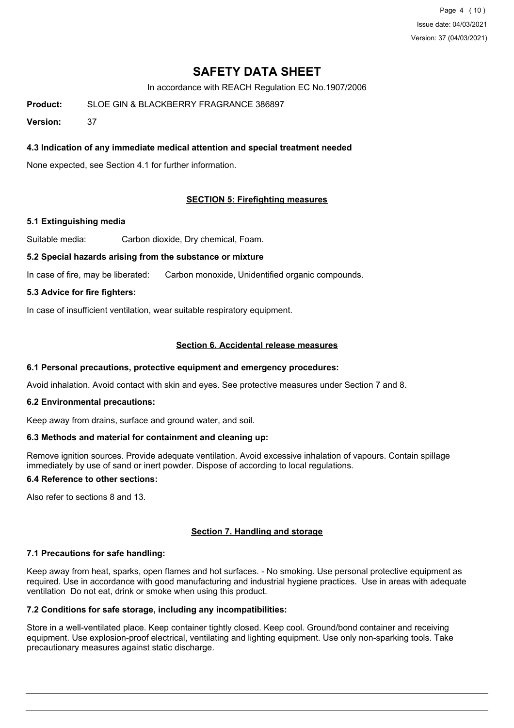# SAFETY DATA SHEET

In accordance with REACH Regulation EC No.1907/2006

**Product:** SLOE GIN & BLACKBERRY FRAGRANCE 386897

**Version:** 37

### 4.3 Indication of any immediate medical attention and special treatment needed

None expected, see Section 4.1 for further information.

## SECTION 5: Firefighting measures

### 5.1 Extinguishing media

Suitable media: Carbon dioxide, Dry chemical, Foam.

### 5.2 Special hazards arising from the substance or mixture

In case of fire, may be liberated: Carbon monoxide, Unidentified organic compounds.

### 5.3 Advice for fire fighters:

In case of insufficient ventilation, wear suitable respiratory equipment.

## Section 6. Accidental release measures

### 6.1 Personal precautions, protective equipment and emergency procedures:

Avoid inhalation. Avoid contact with skin and eyes. See protective measures under Section 7 and 8.

### 6.2 Environmental precautions:

Keep away from drains, surface and ground water, and soil.

### 6.3 Methods and material for containment and cleaning up:

Remove ignition sources. Provide adequate ventilation. Avoid excessive inhalation of vapours. Contain spillage immediately by use of sand or inert powder. Dispose of according to local regulations.

### 6.4 Reference to other sections:

Also refer to sections 8 and 13.

## Section 7. Handling and storage

### 7.1 Precautions for safe handling:

Keep away from heat, sparks, open flames and hot surfaces. - No smoking. Use personal protective equipment as required. Use in accordance with good manufacturing and industrial hygiene practices. Use in areas with adequate ventilation Do not eat, drink or smoke when using this product.

### 7.2 Conditions for safe storage, including any incompatibilities:

Store in a well-ventilated place. Keep container tightly closed. Keep cool. Ground/bond container and receiving equipment. Use explosion-proof electrical, ventilating and lighting equipment. Use only non-sparking tools. Take precautionary measures against static discharge.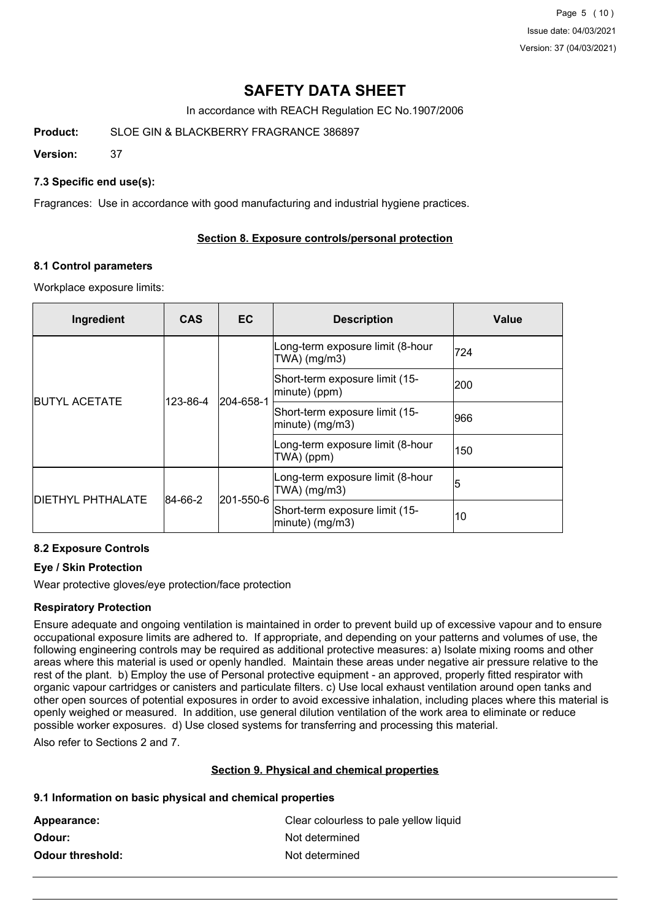# SAFETY DATA SHEET

In accordance with REACH Regulation EC No.1907/2006

**Product:** SLOE GIN & BLACKBERRY FRAGRANCE 386897

**Version:** 37

### 7.3 Specific end use(s):

Fragrances: Use in accordance with good manufacturing and industrial hygiene practices.

## Section 8. Exposure controls/personal protection

### 8.1 Control parameters

Workplace exposure limits:

| Ingredient | CAS | EC | Description | Value |
| --- | --- | --- | --- | --- |
| BUTYL ACETATE | 123-86-4 | 204-658-1 | Long-term exposure limit (8-hour TWA) (mg/m3) | 724 |
| | | | Short-term exposure limit (15-minute) (ppm) | 200 |
| | | | Short-term exposure limit (15-minute) (mg/m3) | 966 |
| | | | Long-term exposure limit (8-hour TWA) (ppm) | 150 |
| DIETHYL PHTHALATE | 84-66-2 | 201-550-6 | Long-term exposure limit (8-hour TWA) (mg/m3) | 5 |
| | | | Short-term exposure limit (15-minute) (mg/m3) | 10 |

### 8.2 Exposure Controls

#### Eye / Skin Protection

Wear protective gloves/eye protection/face protection

#### Respiratory Protection

Ensure adequate and ongoing ventilation is maintained in order to prevent build up of excessive vapour and to ensure occupational exposure limits are adhered to. If appropriate, and depending on your patterns and volumes of use, the following engineering controls may be required as additional protective measures: a) Isolate mixing rooms and other areas where this material is used or openly handled. Maintain these areas under negative air pressure relative to the rest of the plant. b) Employ the use of Personal protective equipment - an approved, properly fitted respirator with organic vapour cartridges or canisters and particulate filters. c) Use local exhaust ventilation around open tanks and other open sources of potential exposures in order to avoid excessive inhalation, including places where this material is openly weighed or measured. In addition, use general dilution ventilation of the work area to eliminate or reduce possible worker exposures. d) Use closed systems for transferring and processing this material.

Also refer to Sections 2 and 7.

## Section 9. Physical and chemical properties

### 9.1 Information on basic physical and chemical properties

**Appearance:** Clear colourless to pale yellow liquid

**Odour:** Not determined

**Odour threshold:** Not determined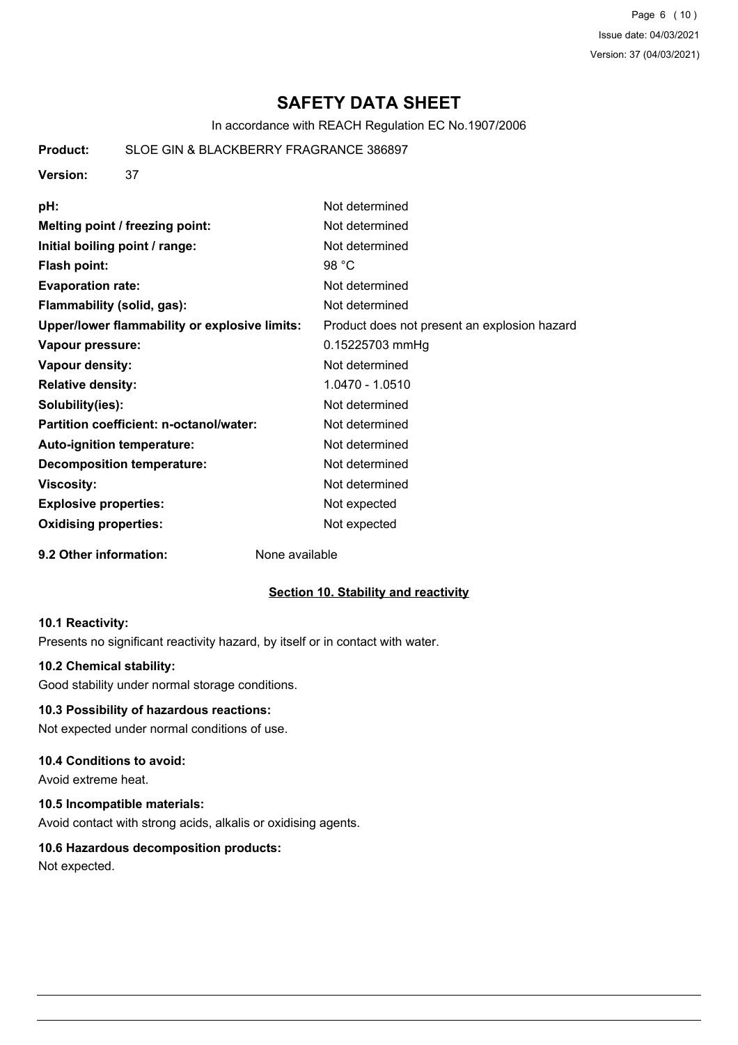# SAFETY DATA SHEET

In accordance with REACH Regulation EC No.1907/2006

**Product:** SLOE GIN & BLACKBERRY FRAGRANCE 386897

**Version:** 37

| | |
|---|---|
| **pH:** | Not determined |
| **Melting point / freezing point:** | Not determined |
| **Initial boiling point / range:** | Not determined |
| **Flash point:** | 98 °C |
| **Evaporation rate:** | Not determined |
| **Flammability (solid, gas):** | Not determined |
| **Upper/lower flammability or explosive limits:** | Product does not present an explosion hazard |
| **Vapour pressure:** | 0.15225703 mmHg |
| **Vapour density:** | Not determined |
| **Relative density:** | 1.0470 - 1.0510 |
| **Solubility(ies):** | Not determined |
| **Partition coefficient: n-octanol/water:** | Not determined |
| **Auto-ignition temperature:** | Not determined |
| **Decomposition temperature:** | Not determined |
| **Viscosity:** | Not determined |
| **Explosive properties:** | Not expected |
| **Oxidising properties:** | Not expected |

**9.2 Other information:** None available

## Section 10. Stability and reactivity

### 10.1 Reactivity:

Presents no significant reactivity hazard, by itself or in contact with water.

### 10.2 Chemical stability:

Good stability under normal storage conditions.

### 10.3 Possibility of hazardous reactions:

Not expected under normal conditions of use.

### 10.4 Conditions to avoid:

Avoid extreme heat.

### 10.5 Incompatible materials:

Avoid contact with strong acids, alkalis or oxidising agents.

### 10.6 Hazardous decomposition products:

Not expected.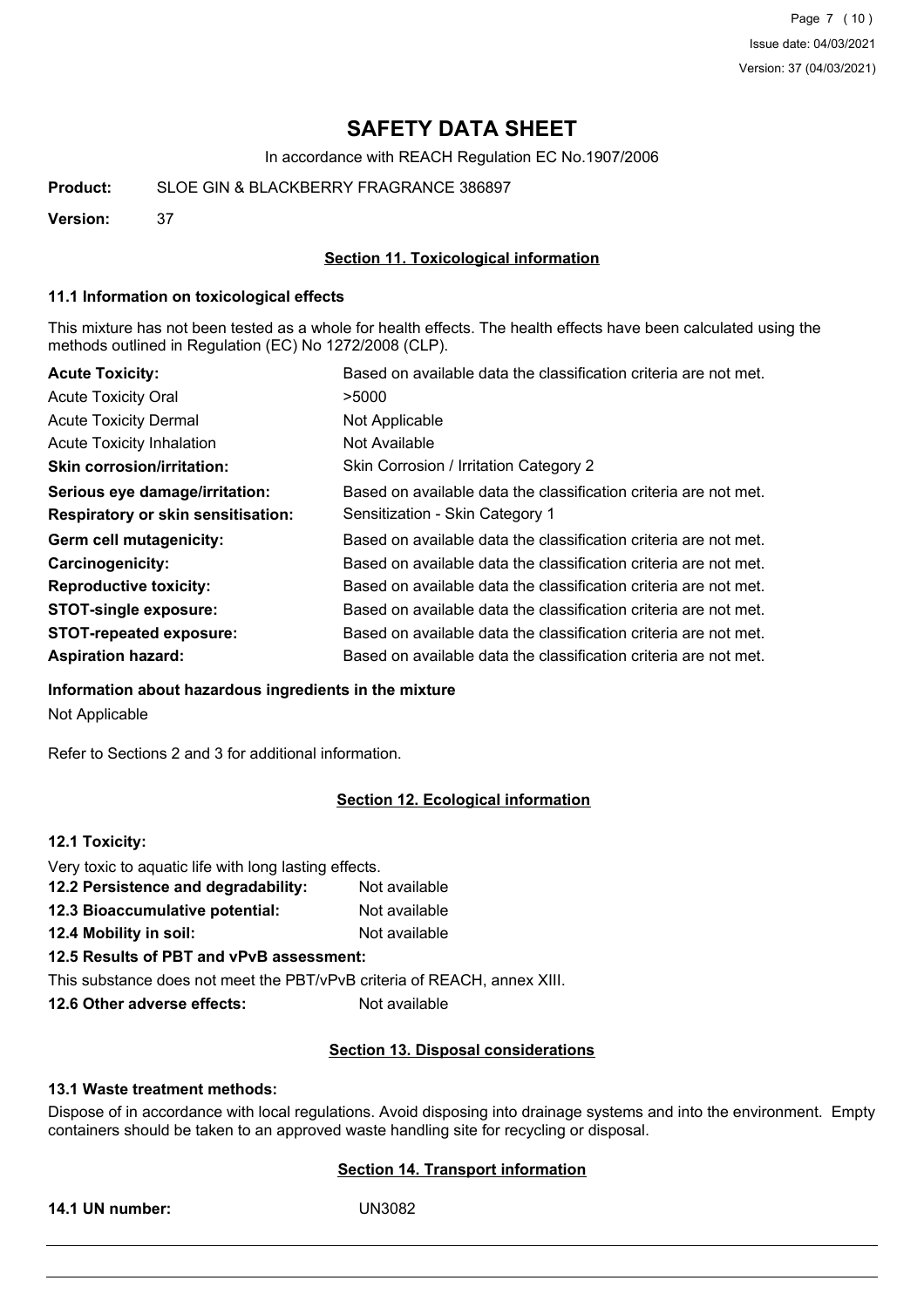# SAFETY DATA SHEET

In accordance with REACH Regulation EC No.1907/2006

**Product:** SLOE GIN & BLACKBERRY FRAGRANCE 386897

**Version:** 37

## Section 11. Toxicological information

### 11.1 Information on toxicological effects

This mixture has not been tested as a whole for health effects. The health effects have been calculated using the methods outlined in Regulation (EC) No 1272/2008 (CLP).

| | |
|---|---|
| **Acute Toxicity:** | Based on available data the classification criteria are not met. |
| Acute Toxicity Oral | >5000 |
| Acute Toxicity Dermal | Not Applicable |
| Acute Toxicity Inhalation | Not Available |
| **Skin corrosion/irritation:** | Skin Corrosion / Irritation Category 2 |
| **Serious eye damage/irritation:** | Based on available data the classification criteria are not met. |
| **Respiratory or skin sensitisation:** | Sensitization - Skin Category 1 |
| **Germ cell mutagenicity:** | Based on available data the classification criteria are not met. |
| **Carcinogenicity:** | Based on available data the classification criteria are not met. |
| **Reproductive toxicity:** | Based on available data the classification criteria are not met. |
| **STOT-single exposure:** | Based on available data the classification criteria are not met. |
| **STOT-repeated exposure:** | Based on available data the classification criteria are not met. |
| **Aspiration hazard:** | Based on available data the classification criteria are not met. |

**Information about hazardous ingredients in the mixture**

Not Applicable

Refer to Sections 2 and 3 for additional information.

## Section 12. Ecological information

**12.1 Toxicity:**

Very toxic to aquatic life with long lasting effects.

**12.2 Persistence and degradability:** Not available

**12.3 Bioaccumulative potential:** Not available

**12.4 Mobility in soil:** Not available

**12.5 Results of PBT and vPvB assessment:**

This substance does not meet the PBT/vPvB criteria of REACH, annex XIII.

**12.6 Other adverse effects:** Not available

## Section 13. Disposal considerations

### 13.1 Waste treatment methods:

Dispose of in accordance with local regulations. Avoid disposing into drainage systems and into the environment. Empty containers should be taken to an approved waste handling site for recycling or disposal.

## Section 14. Transport information

**14.1 UN number:** UN3082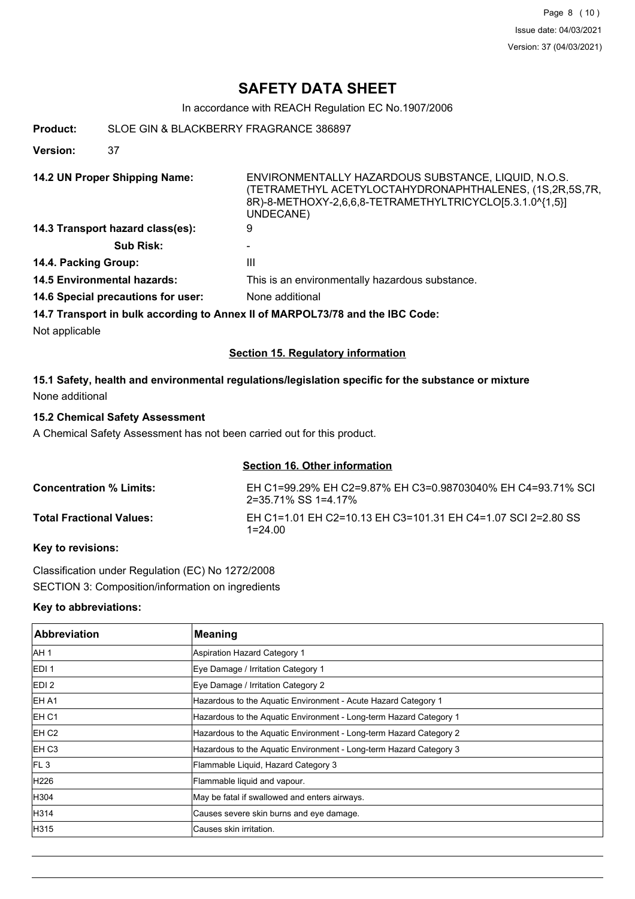# SAFETY DATA SHEET

In accordance with REACH Regulation EC No.1907/2006

**Product:** SLOE GIN & BLACKBERRY FRAGRANCE 386897

**Version:** 37

**14.2 UN Proper Shipping Name:** ENVIRONMENTALLY HAZARDOUS SUBSTANCE, LIQUID, N.O.S. (TETRAMETHYL ACETYLOCTAHYDRONAPHTHALENES, (1S,2R,5S,7R,8R)-8-METHOXY-2,6,6,8-TETRAMETHYLTRICYCLO[5.3.1.0^{1,5}] UNDECANE)

**14.3 Transport hazard class(es):** 9

**Sub Risk:** -

**14.4. Packing Group:** III

**14.5 Environmental hazards:** This is an environmentally hazardous substance.

**14.6 Special precautions for user:** None additional

**14.7 Transport in bulk according to Annex II of MARPOL73/78 and the IBC Code:**

Not applicable

## Section 15. Regulatory information

### 15.1 Safety, health and environmental regulations/legislation specific for the substance or mixture

None additional

### 15.2 Chemical Safety Assessment

A Chemical Safety Assessment has not been carried out for this product.

## Section 16. Other information

**Concentration % Limits:** EH C1=99.29% EH C2=9.87% EH C3=0.98703040% EH C4=93.71% SCI 2=35.71% SS 1=4.17%

**Total Fractional Values:** EH C1=1.01 EH C2=10.13 EH C3=101.31 EH C4=1.07 SCI 2=2.80 SS 1=24.00

**Key to revisions:**

Classification under Regulation (EC) No 1272/2008

SECTION 3: Composition/information on ingredients

**Key to abbreviations:**

| Abbreviation | Meaning |
|---|---|
| AH 1 | Aspiration Hazard Category 1 |
| EDI 1 | Eye Damage / Irritation Category 1 |
| EDI 2 | Eye Damage / Irritation Category 2 |
| EH A1 | Hazardous to the Aquatic Environment - Acute Hazard Category 1 |
| EH C1 | Hazardous to the Aquatic Environment - Long-term Hazard Category 1 |
| EH C2 | Hazardous to the Aquatic Environment - Long-term Hazard Category 2 |
| EH C3 | Hazardous to the Aquatic Environment - Long-term Hazard Category 3 |
| FL 3 | Flammable Liquid, Hazard Category 3 |
| H226 | Flammable liquid and vapour. |
| H304 | May be fatal if swallowed and enters airways. |
| H314 | Causes severe skin burns and eye damage. |
| H315 | Causes skin irritation. |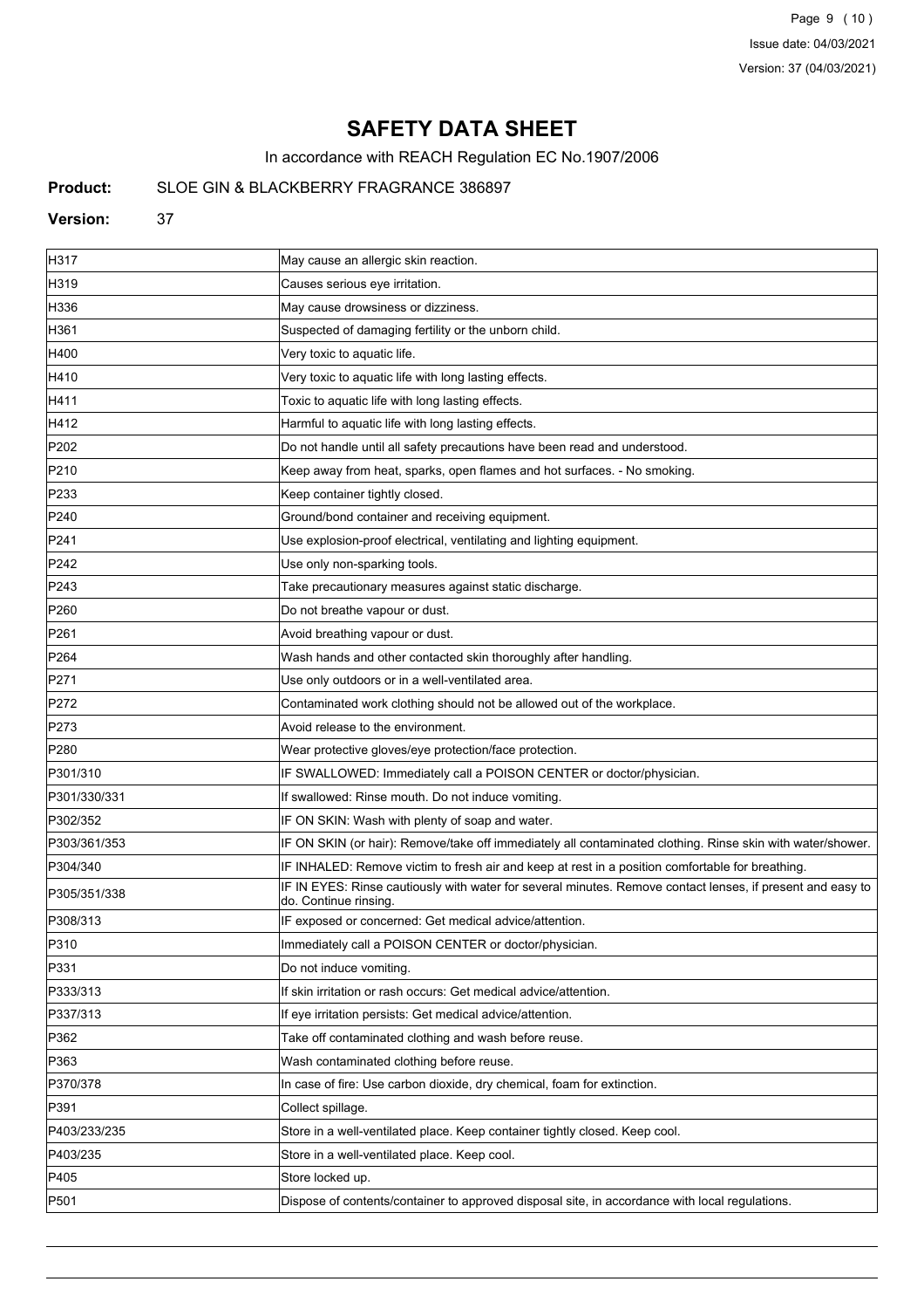# SAFETY DATA SHEET

In accordance with REACH Regulation EC No.1907/2006

**Product:** SLOE GIN & BLACKBERRY FRAGRANCE 386897

**Version:** 37

| | |
|---|---|
| H317 | May cause an allergic skin reaction. |
| H319 | Causes serious eye irritation. |
| H336 | May cause drowsiness or dizziness. |
| H361 | Suspected of damaging fertility or the unborn child. |
| H400 | Very toxic to aquatic life. |
| H410 | Very toxic to aquatic life with long lasting effects. |
| H411 | Toxic to aquatic life with long lasting effects. |
| H412 | Harmful to aquatic life with long lasting effects. |
| P202 | Do not handle until all safety precautions have been read and understood. |
| P210 | Keep away from heat, sparks, open flames and hot surfaces. - No smoking. |
| P233 | Keep container tightly closed. |
| P240 | Ground/bond container and receiving equipment. |
| P241 | Use explosion-proof electrical, ventilating and lighting equipment. |
| P242 | Use only non-sparking tools. |
| P243 | Take precautionary measures against static discharge. |
| P260 | Do not breathe vapour or dust. |
| P261 | Avoid breathing vapour or dust. |
| P264 | Wash hands and other contacted skin thoroughly after handling. |
| P271 | Use only outdoors or in a well-ventilated area. |
| P272 | Contaminated work clothing should not be allowed out of the workplace. |
| P273 | Avoid release to the environment. |
| P280 | Wear protective gloves/eye protection/face protection. |
| P301/310 | IF SWALLOWED: Immediately call a POISON CENTER or doctor/physician. |
| P301/330/331 | If swallowed: Rinse mouth. Do not induce vomiting. |
| P302/352 | IF ON SKIN: Wash with plenty of soap and water. |
| P303/361/353 | IF ON SKIN (or hair): Remove/take off immediately all contaminated clothing. Rinse skin with water/shower. |
| P304/340 | IF INHALED: Remove victim to fresh air and keep at rest in a position comfortable for breathing. |
| P305/351/338 | IF IN EYES: Rinse cautiously with water for several minutes. Remove contact lenses, if present and easy to do. Continue rinsing. |
| P308/313 | IF exposed or concerned: Get medical advice/attention. |
| P310 | Immediately call a POISON CENTER or doctor/physician. |
| P331 | Do not induce vomiting. |
| P333/313 | If skin irritation or rash occurs: Get medical advice/attention. |
| P337/313 | If eye irritation persists: Get medical advice/attention. |
| P362 | Take off contaminated clothing and wash before reuse. |
| P363 | Wash contaminated clothing before reuse. |
| P370/378 | In case of fire: Use carbon dioxide, dry chemical, foam for extinction. |
| P391 | Collect spillage. |
| P403/233/235 | Store in a well-ventilated place. Keep container tightly closed. Keep cool. |
| P403/235 | Store in a well-ventilated place. Keep cool. |
| P405 | Store locked up. |
| P501 | Dispose of contents/container to approved disposal site, in accordance with local regulations. |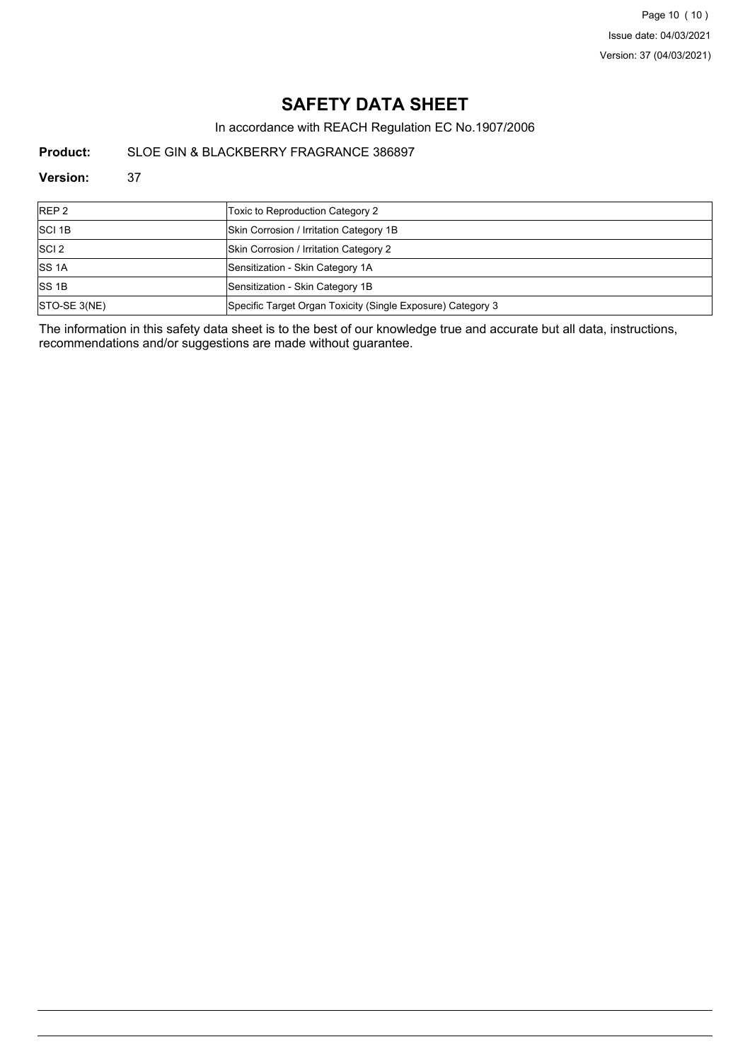# SAFETY DATA SHEET

In accordance with REACH Regulation EC No.1907/2006

**Product:** SLOE GIN & BLACKBERRY FRAGRANCE 386897

**Version:** 37

| | |
|---|---|
| REP 2 | Toxic to Reproduction Category 2 |
| SCI 1B | Skin Corrosion / Irritation Category 1B |
| SCI 2 | Skin Corrosion / Irritation Category 2 |
| SS 1A | Sensitization - Skin Category 1A |
| SS 1B | Sensitization - Skin Category 1B |
| STO-SE 3(NE) | Specific Target Organ Toxicity (Single Exposure) Category 3 |

The information in this safety data sheet is to the best of our knowledge true and accurate but all data, instructions, recommendations and/or suggestions are made without guarantee.